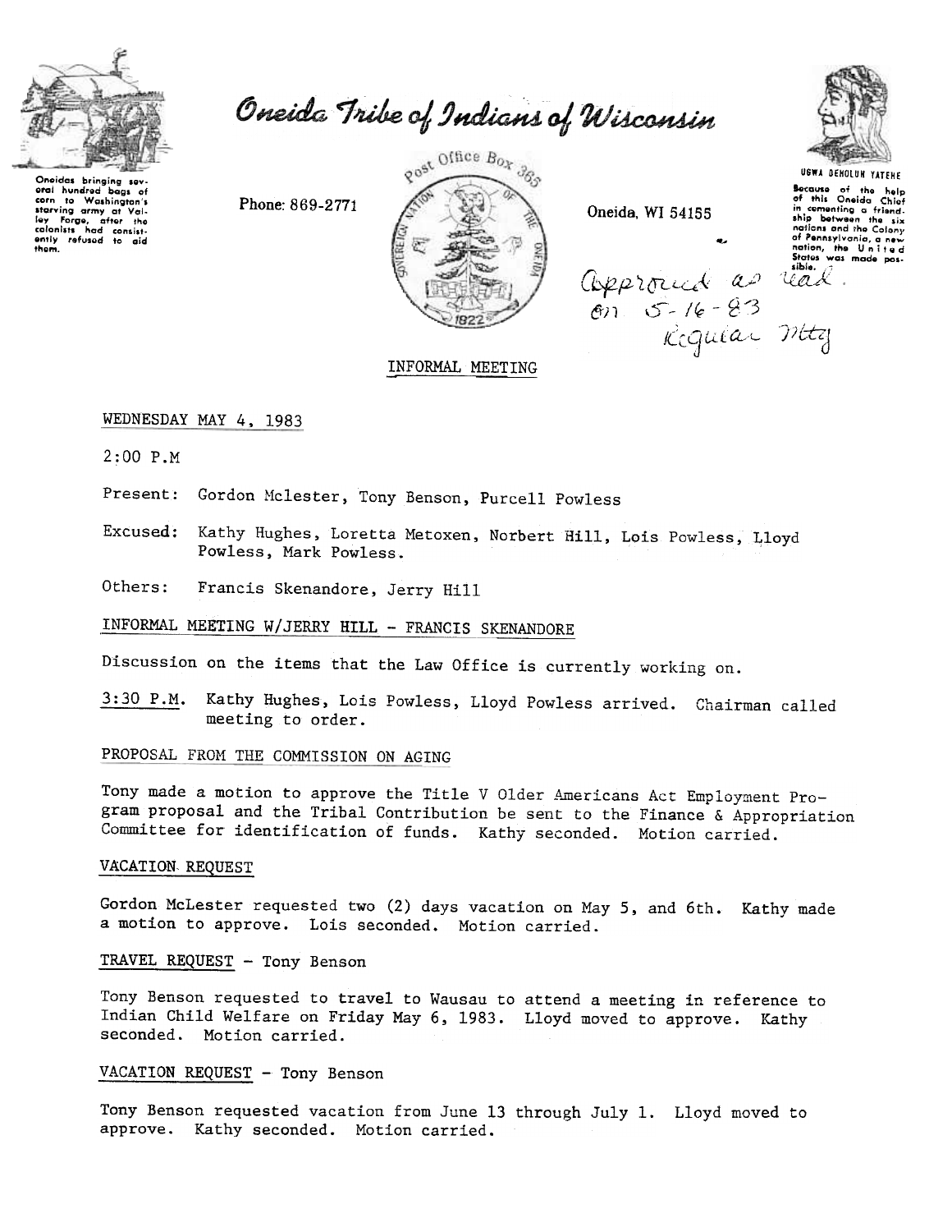# Oneida Tribe of Indians of Wisconsin

Oneidas bringing several hundred bags of corn to Washington's starving army at Valley Forge, after the colonists had consistently refused to aid them.

Phone: 869-2771

Post Office Box 365

Oneida, WI 54155

UGWA DEHOLUH YATEHE

Because of the help of this Oneida Chief in cementing a friendship between the six nations and the Colony of Pennsylvania, a new nation, the United States was made possible.

Approved as read.
on 5-16-83
Regular Mtg

INFORMAL MEETING

WEDNESDAY MAY 4, 1983

2:00 P.M

Present: Gordon Mclester, Tony Benson, Purcell Powless

Excused: Kathy Hughes, Loretta Metoxen, Norbert Hill, Lois Powless, Lloyd Powless, Mark Powless.

Others: Francis Skenandore, Jerry Hill

INFORMAL MEETING W/JERRY HILL - FRANCIS SKENANDORE

Discussion on the items that the Law Office is currently working on.

3:30 P.M. Kathy Hughes, Lois Powless, Lloyd Powless arrived. Chairman called meeting to order.

PROPOSAL FROM THE COMMISSION ON AGING

Tony made a motion to approve the Title V Older Americans Act Employment Program proposal and the Tribal Contribution be sent to the Finance & Appropriation Committee for identification of funds. Kathy seconded. Motion carried.

VACATION REQUEST

Gordon McLester requested two (2) days vacation on May 5, and 6th. Kathy made a motion to approve. Lois seconded. Motion carried.

TRAVEL REQUEST - Tony Benson

Tony Benson requested to travel to Wausau to attend a meeting in reference to Indian Child Welfare on Friday May 6, 1983. Lloyd moved to approve. Kathy seconded. Motion carried.

VACATION REQUEST - Tony Benson

Tony Benson requested vacation from June 13 through July 1. Lloyd moved to approve. Kathy seconded. Motion carried.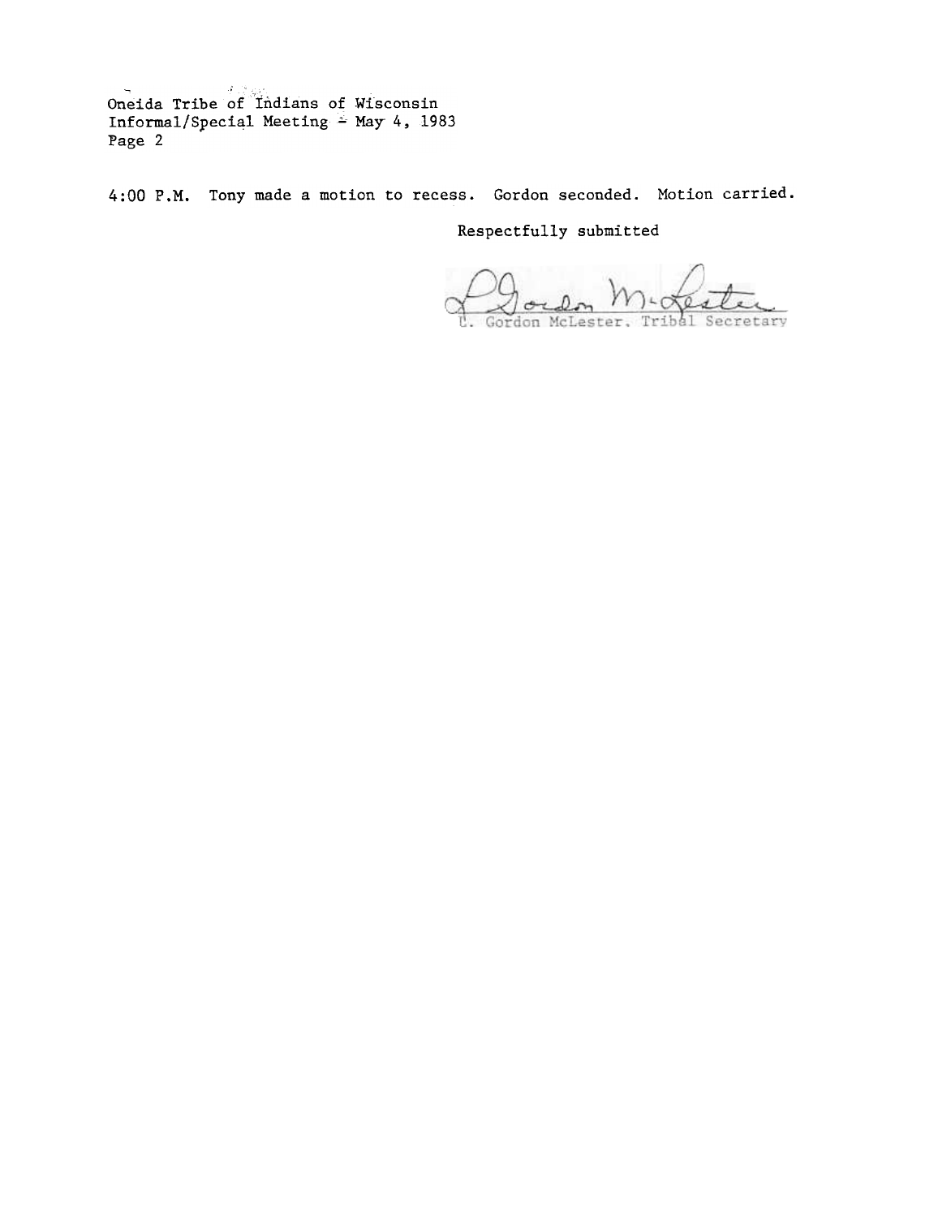4:00 P.M. Tony made a motion to recess. Gordon seconded. Motion carried.

Respectfully submitted

L. Gordon McLester, Tribal Secretary